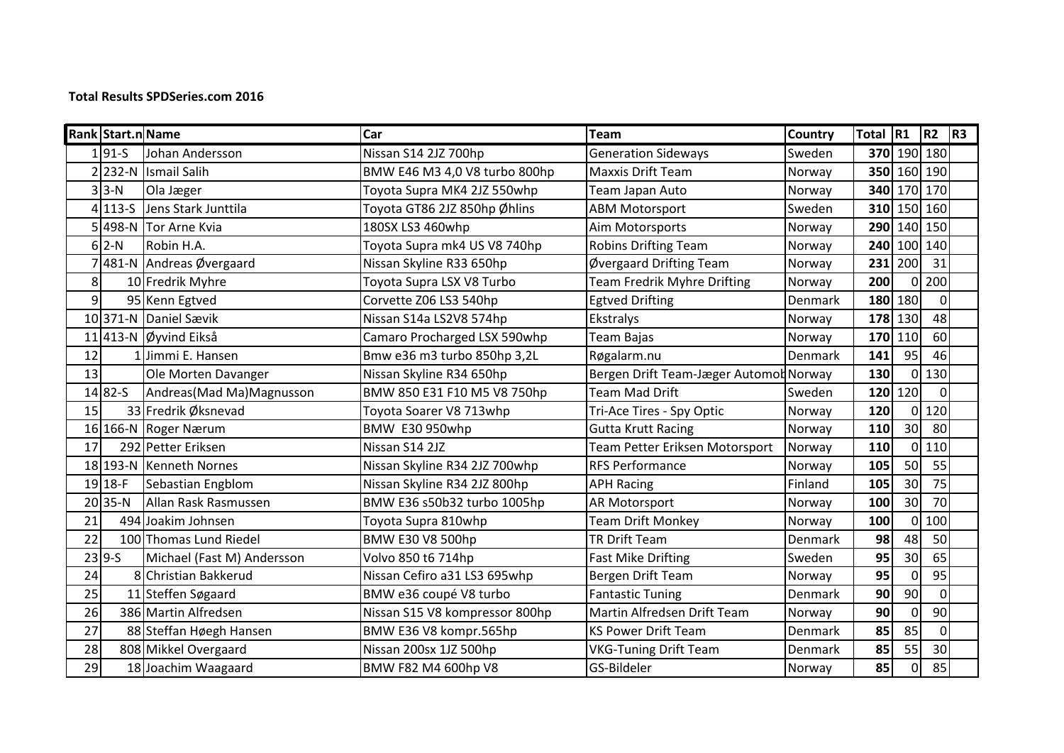**Total Results SPDSeries.com 2016**

| Rank | Start.n | Name | Car | Team | Country | Total | R1 | R2 | R3 |
|---|---|---|---|---|---|---|---|---|---|
| 1 | 91-S | Johan Andersson | Nissan S14 2JZ 700hp | Generation Sideways | Sweden | **370** | 190 | 180 | |
| 2 | 232-N | Ismail Salih | BMW E46 M3 4,0 V8 turbo 800hp | Maxxis Drift Team | Norway | **350** | 160 | 190 | |
| 3 | 3-N | Ola Jæger | Toyota Supra MK4 2JZ 550whp | Team Japan Auto | Norway | **340** | 170 | 170 | |
| 4 | 113-S | Jens Stark Junttila | Toyota GT86 2JZ 850hp Øhlins | ABM Motorsport | Sweden | **310** | 150 | 160 | |
| 5 | 498-N | Tor Arne Kvia | 180SX LS3 460whp | Aim Motorsports | Norway | **290** | 140 | 150 | |
| 6 | 2-N | Robin H.A. | Toyota Supra mk4 US V8 740hp | Robins Drifting Team | Norway | **240** | 100 | 140 | |
| 7 | 481-N | Andreas Øvergaard | Nissan Skyline R33 650hp | Øvergaard Drifting Team | Norway | **231** | 200 | 31 | |
| 8 | 10 | Fredrik Myhre | Toyota Supra LSX V8 Turbo | Team Fredrik Myhre Drifting | Norway | **200** | 0 | 200 | |
| 9 | 95 | Kenn Egtved | Corvette Z06 LS3 540hp | Egtved Drifting | Denmark | **180** | 180 | 0 | |
| 10 | 371-N | Daniel Sævik | Nissan S14a LS2V8 574hp | Ekstralys | Norway | **178** | 130 | 48 | |
| 11 | 413-N | Øyvind Eikså | Camaro Procharged LSX 590whp | Team Bajas | Norway | **170** | 110 | 60 | |
| 12 | 1 | Jimmi E. Hansen | Bmw e36 m3 turbo 850hp 3,2L | Røgalarm.nu | Denmark | **141** | 95 | 46 | |
| 13 | | Ole Morten Davanger | Nissan Skyline R34 650hp | Bergen Drift Team-Jæger Automob | Norway | **130** | 0 | 130 | |
| 14 | 82-S | Andreas(Mad Ma)Magnusson | BMW 850 E31 F10 M5 V8 750hp | Team Mad Drift | Sweden | **120** | 120 | 0 | |
| 15 | 33 | Fredrik Øksnevad | Toyota Soarer V8 713whp | Tri-Ace Tires - Spy Optic | Norway | **120** | 0 | 120 | |
| 16 | 166-N | Roger Nærum | BMW E30 950whp | Gutta Krutt Racing | Norway | **110** | 30 | 80 | |
| 17 | 292 | Petter Eriksen | Nissan S14 2JZ | Team Petter Eriksen Motorsport | Norway | **110** | 0 | 110 | |
| 18 | 193-N | Kenneth Nornes | Nissan Skyline R34 2JZ 700whp | RFS Performance | Norway | **105** | 50 | 55 | |
| 19 | 18-F | Sebastian Engblom | Nissan Skyline R34 2JZ 800hp | APH Racing | Finland | **105** | 30 | 75 | |
| 20 | 35-N | Allan Rask Rasmussen | BMW E36 s50b32 turbo 1005hp | AR Motorsport | Norway | **100** | 30 | 70 | |
| 21 | 494 | Joakim Johnsen | Toyota Supra 810whp | Team Drift Monkey | Norway | **100** | 0 | 100 | |
| 22 | 100 | Thomas Lund Riedel | BMW E30 V8 500hp | TR Drift Team | Denmark | **98** | 48 | 50 | |
| 23 | 9-S | Michael (Fast M) Andersson | Volvo 850 t6 714hp | Fast Mike Drifting | Sweden | **95** | 30 | 65 | |
| 24 | 8 | Christian Bakkerud | Nissan Cefiro a31 LS3 695whp | Bergen Drift Team | Norway | **95** | 0 | 95 | |
| 25 | 11 | Steffen Søgaard | BMW e36 coupé V8 turbo | Fantastic Tuning | Denmark | **90** | 90 | 0 | |
| 26 | 386 | Martin Alfredsen | Nissan S15 V8 kompressor 800hp | Martin Alfredsen Drift Team | Norway | **90** | 0 | 90 | |
| 27 | 88 | Steffan Høegh Hansen | BMW E36 V8 kompr.565hp | KS Power Drift Team | Denmark | **85** | 85 | 0 | |
| 28 | 808 | Mikkel Overgaard | Nissan 200sx 1JZ 500hp | VKG-Tuning Drift Team | Denmark | **85** | 55 | 30 | |
| 29 | 18 | Joachim Waagaard | BMW F82 M4 600hp V8 | GS-Bildeler | Norway | **85** | 0 | 85 | |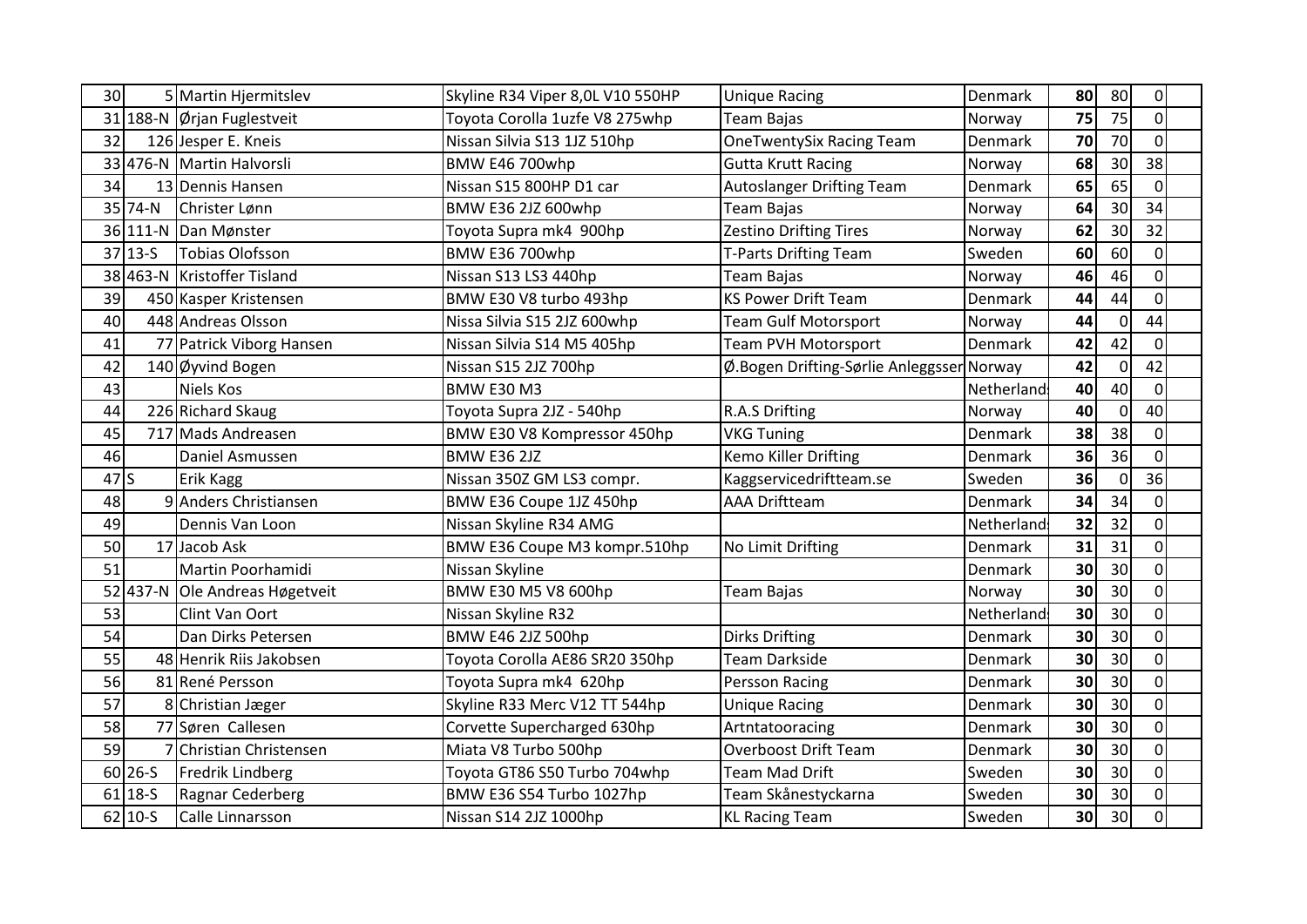| | | | | | | | | | |
|---|---|---|---|---|---|---|---|---|---|
| 30 | 5 | Martin Hjermitslev | Skyline R34 Viper 8,0L V10 550HP | Unique Racing | Denmark | **80** | 80 | 0 | |
| 31 | 188-N | Ørjan Fuglestveit | Toyota Corolla 1uzfe V8 275whp | Team Bajas | Norway | **75** | 75 | 0 | |
| 32 | 126 | Jesper E. Kneis | Nissan Silvia S13 1JZ 510hp | OneTwentySix Racing Team | Denmark | **70** | 70 | 0 | |
| 33 | 476-N | Martin Halvorsli | BMW E46 700whp | Gutta Krutt Racing | Norway | **68** | 30 | 38 | |
| 34 | 13 | Dennis Hansen | Nissan S15 800HP D1 car | Autoslanger Drifting Team | Denmark | **65** | 65 | 0 | |
| 35 | 74-N | Christer Lønn | BMW E36 2JZ 600whp | Team Bajas | Norway | **64** | 30 | 34 | |
| 36 | 111-N | Dan Mønster | Toyota Supra mk4 900hp | Zestino Drifting Tires | Norway | **62** | 30 | 32 | |
| 37 | 13-S | Tobias Olofsson | BMW E36 700whp | T-Parts Drifting Team | Sweden | **60** | 60 | 0 | |
| 38 | 463-N | Kristoffer Tisland | Nissan S13 LS3 440hp | Team Bajas | Norway | **46** | 46 | 0 | |
| 39 | 450 | Kasper Kristensen | BMW E30 V8 turbo 493hp | KS Power Drift Team | Denmark | **44** | 44 | 0 | |
| 40 | 448 | Andreas Olsson | Nissa Silvia S15 2JZ 600whp | Team Gulf Motorsport | Norway | **44** | 0 | 44 | |
| 41 | 77 | Patrick Viborg Hansen | Nissan Silvia S14 M5 405hp | Team PVH Motorsport | Denmark | **42** | 42 | 0 | |
| 42 | 140 | Øyvind Bogen | Nissan S15 2JZ 700hp | Ø.Bogen Drifting-Sørlie Anleggsser | Norway | **42** | 0 | 42 | |
| 43 | | Niels Kos | BMW E30 M3 | | Netherland | **40** | 40 | 0 | |
| 44 | 226 | Richard Skaug | Toyota Supra 2JZ - 540hp | R.A.S Drifting | Norway | **40** | 0 | 40 | |
| 45 | 717 | Mads Andreasen | BMW E30 V8 Kompressor 450hp | VKG Tuning | Denmark | **38** | 38 | 0 | |
| 46 | | Daniel Asmussen | BMW E36 2JZ | Kemo Killer Drifting | Denmark | **36** | 36 | 0 | |
| 47 | S | Erik Kagg | Nissan 350Z GM LS3 compr. | Kaggservicedriftteam.se | Sweden | **36** | 0 | 36 | |
| 48 | 9 | Anders Christiansen | BMW E36 Coupe 1JZ 450hp | AAA Driftteam | Denmark | **34** | 34 | 0 | |
| 49 | | Dennis Van Loon | Nissan Skyline R34 AMG | | Netherland | **32** | 32 | 0 | |
| 50 | 17 | Jacob Ask | BMW E36 Coupe M3 kompr.510hp | No Limit Drifting | Denmark | **31** | 31 | 0 | |
| 51 | | Martin Poorhamidi | Nissan Skyline | | Denmark | **30** | 30 | 0 | |
| 52 | 437-N | Ole Andreas Høgetveit | BMW E30 M5 V8 600hp | Team Bajas | Norway | **30** | 30 | 0 | |
| 53 | | Clint Van Oort | Nissan Skyline R32 | | Netherland | **30** | 30 | 0 | |
| 54 | | Dan Dirks Petersen | BMW E46 2JZ 500hp | Dirks Drifting | Denmark | **30** | 30 | 0 | |
| 55 | 48 | Henrik Riis Jakobsen | Toyota Corolla AE86 SR20 350hp | Team Darkside | Denmark | **30** | 30 | 0 | |
| 56 | 81 | René Persson | Toyota Supra mk4 620hp | Persson Racing | Denmark | **30** | 30 | 0 | |
| 57 | 8 | Christian Jæger | Skyline R33 Merc V12 TT 544hp | Unique Racing | Denmark | **30** | 30 | 0 | |
| 58 | 77 | Søren Callesen | Corvette Supercharged 630hp | Artntatooracing | Denmark | **30** | 30 | 0 | |
| 59 | 7 | Christian Christensen | Miata V8 Turbo 500hp | Overboost Drift Team | Denmark | **30** | 30 | 0 | |
| 60 | 26-S | Fredrik Lindberg | Toyota GT86 S50 Turbo 704whp | Team Mad Drift | Sweden | **30** | 30 | 0 | |
| 61 | 18-S | Ragnar Cederberg | BMW E36 S54 Turbo 1027hp | Team Skånestyckarna | Sweden | **30** | 30 | 0 | |
| 62 | 10-S | Calle Linnarsson | Nissan S14 2JZ 1000hp | KL Racing Team | Sweden | **30** | 30 | 0 | |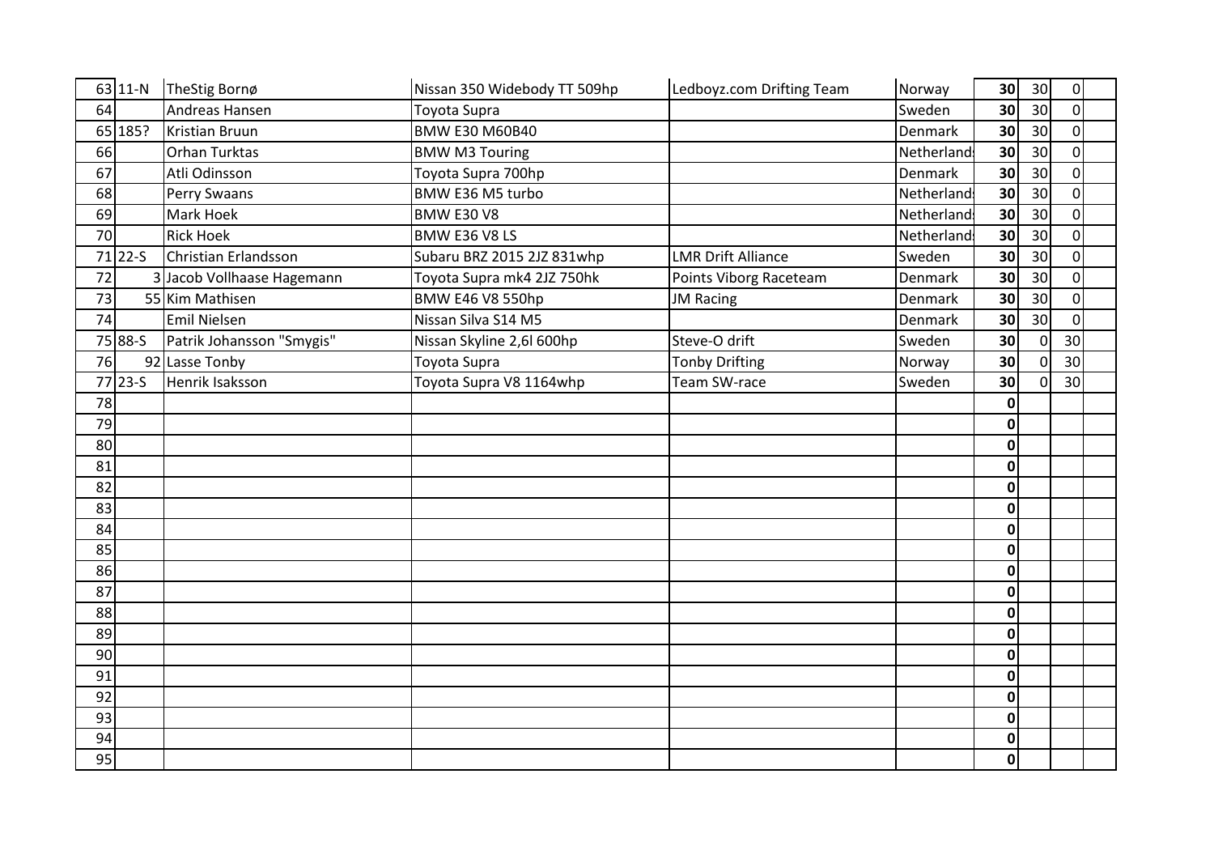| | | | | | | | | |
|---|---|---|---|---|---|---|---|---|
| 63 | 11-N | TheStig Bornø | Nissan 350 Widebody TT 509hp | Ledboyz.com Drifting Team | Norway | **30** | 30 | 0 | |
| 64 | | Andreas Hansen | Toyota Supra | | Sweden | **30** | 30 | 0 | |
| 65 | 185? | Kristian Bruun | BMW E30 M60B40 | | Denmark | **30** | 30 | 0 | |
| 66 | | Orhan Turktas | BMW M3 Touring | | Netherland | **30** | 30 | 0 | |
| 67 | | Atli Odinsson | Toyota Supra 700hp | | Denmark | **30** | 30 | 0 | |
| 68 | | Perry Swaans | BMW E36 M5 turbo | | Netherland | **30** | 30 | 0 | |
| 69 | | Mark Hoek | BMW E30 V8 | | Netherland | **30** | 30 | 0 | |
| 70 | | Rick Hoek | BMW E36 V8 LS | | Netherland | **30** | 30 | 0 | |
| 71 | 22-S | Christian Erlandsson | Subaru BRZ 2015 2JZ 831whp | LMR Drift Alliance | Sweden | **30** | 30 | 0 | |
| 72 | 3 | Jacob Vollhaase Hagemann | Toyota Supra mk4 2JZ 750hk | Points Viborg Raceteam | Denmark | **30** | 30 | 0 | |
| 73 | 55 | Kim Mathisen | BMW E46 V8 550hp | JM Racing | Denmark | **30** | 30 | 0 | |
| 74 | | Emil Nielsen | Nissan Silva S14 M5 | | Denmark | **30** | 30 | 0 | |
| 75 | 88-S | Patrik Johansson "Smygis" | Nissan Skyline 2,6l 600hp | Steve-O drift | Sweden | **30** | 0 | 30 | |
| 76 | 92 | Lasse Tonby | Toyota Supra | Tonby Drifting | Norway | **30** | 0 | 30 | |
| 77 | 23-S | Henrik Isaksson | Toyota Supra V8 1164whp | Team SW-race | Sweden | **30** | 0 | 30 | |
| 78 | | | | | | **0** | | | |
| 79 | | | | | | **0** | | | |
| 80 | | | | | | **0** | | | |
| 81 | | | | | | **0** | | | |
| 82 | | | | | | **0** | | | |
| 83 | | | | | | **0** | | | |
| 84 | | | | | | **0** | | | |
| 85 | | | | | | **0** | | | |
| 86 | | | | | | **0** | | | |
| 87 | | | | | | **0** | | | |
| 88 | | | | | | **0** | | | |
| 89 | | | | | | **0** | | | |
| 90 | | | | | | **0** | | | |
| 91 | | | | | | **0** | | | |
| 92 | | | | | | **0** | | | |
| 93 | | | | | | **0** | | | |
| 94 | | | | | | **0** | | | |
| 95 | | | | | | **0** | | | |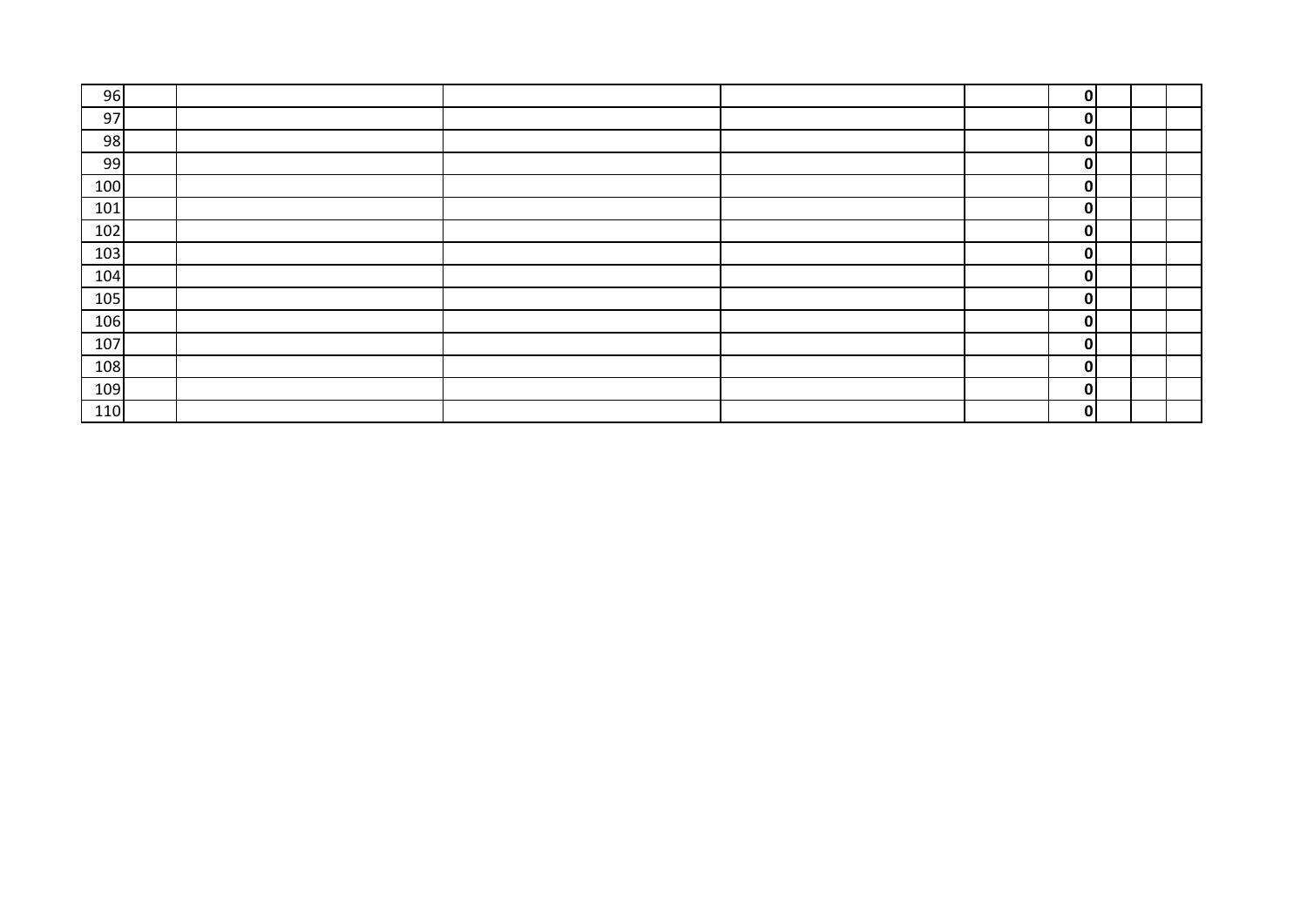| | | | | | | | | | |
|---|---|---|---|---|---|---|---|---|---|
| 96 | | | | | | **0** | | | |
| 97 | | | | | | **0** | | | |
| 98 | | | | | | **0** | | | |
| 99 | | | | | | **0** | | | |
| 100 | | | | | | **0** | | | |
| 101 | | | | | | **0** | | | |
| 102 | | | | | | **0** | | | |
| 103 | | | | | | **0** | | | |
| 104 | | | | | | **0** | | | |
| 105 | | | | | | **0** | | | |
| 106 | | | | | | **0** | | | |
| 107 | | | | | | **0** | | | |
| 108 | | | | | | **0** | | | |
| 109 | | | | | | **0** | | | |
| 110 | | | | | | **0** | | | |